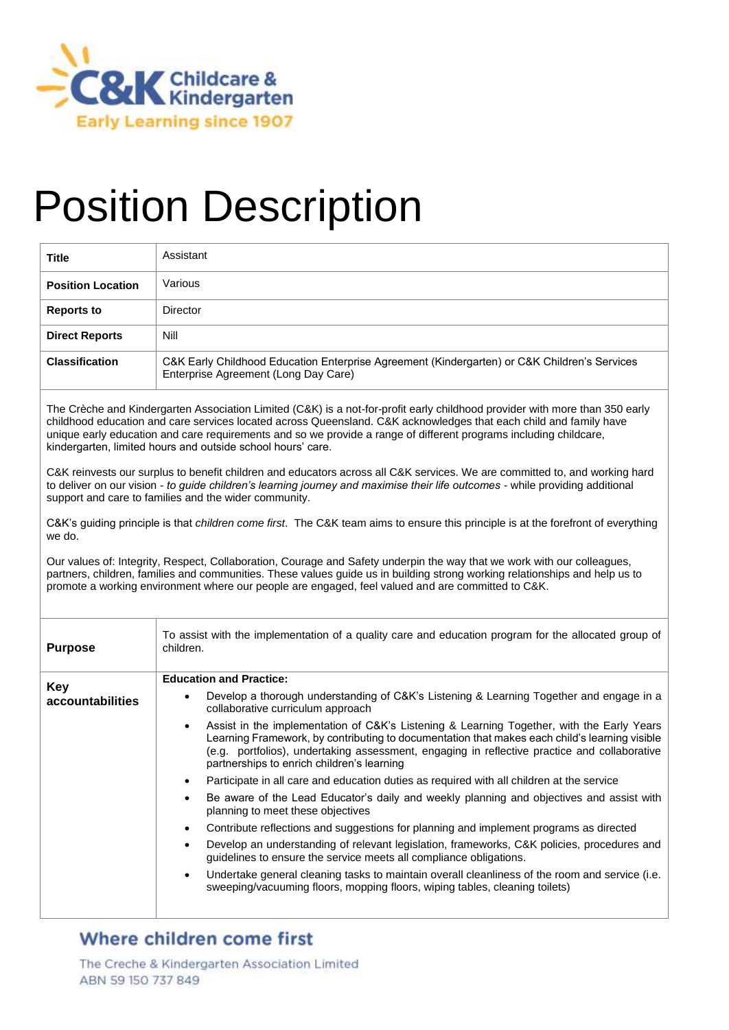# Position Description

| Title | Assistant |
|---|---|
| **Position Location** | Various |
| **Reports to** | Director |
| **Direct Reports** | Nill |
| **Classification** | C&K Early Childhood Education Enterprise Agreement (Kindergarten) or C&K Children's Services Enterprise Agreement (Long Day Care) |

The Crèche and Kindergarten Association Limited (C&K) is a not-for-profit early childhood provider with more than 350 early childhood education and care services located across Queensland. C&K acknowledges that each child and family have unique early education and care requirements and so we provide a range of different programs including childcare, kindergarten, limited hours and outside school hours' care.

C&K reinvests our surplus to benefit children and educators across all C&K services. We are committed to, and working hard to deliver on our vision - *to guide children's learning journey and maximise their life outcomes* - while providing additional support and care to families and the wider community.

C&K's guiding principle is that *children come first*. The C&K team aims to ensure this principle is at the forefront of everything we do.

Our values of: Integrity, Respect, Collaboration, Courage and Safety underpin the way that we work with our colleagues, partners, children, families and communities. These values guide us in building strong working relationships and help us to promote a working environment where our people are engaged, feel valued and are committed to C&K.

| **Purpose** | To assist with the implementation of a quality care and education program for the allocated group of children. |
|---|---|
| **Key accountabilities** | **Education and Practice:**<br>• Develop a thorough understanding of C&K's Listening & Learning Together and engage in a collaborative curriculum approach<br>• Assist in the implementation of C&K's Listening & Learning Together, with the Early Years Learning Framework, by contributing to documentation that makes each child's learning visible (e.g. portfolios), undertaking assessment, engaging in reflective practice and collaborative partnerships to enrich children's learning<br>• Participate in all care and education duties as required with all children at the service<br>• Be aware of the Lead Educator's daily and weekly planning and objectives and assist with planning to meet these objectives<br>• Contribute reflections and suggestions for planning and implement programs as directed<br>• Develop an understanding of relevant legislation, frameworks, C&K policies, procedures and guidelines to ensure the service meets all compliance obligations.<br>• Undertake general cleaning tasks to maintain overall cleanliness of the room and service (i.e. sweeping/vacuuming floors, mopping floors, wiping tables, cleaning toilets) |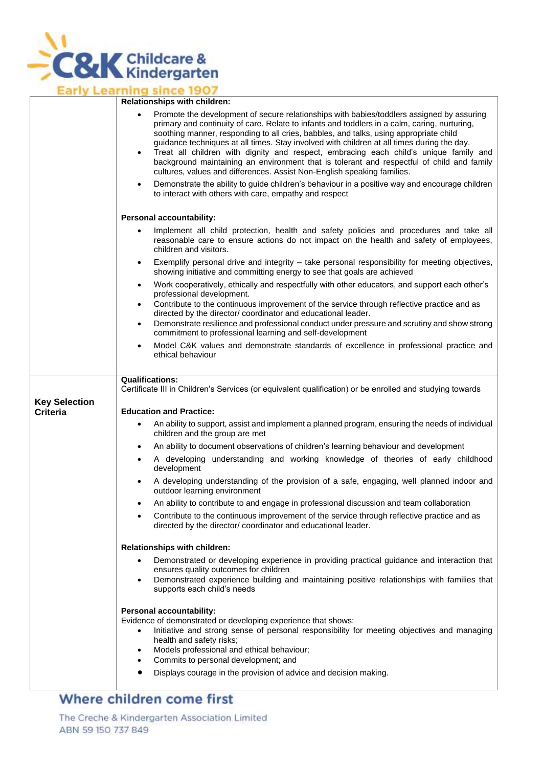| | |
|---|---|
| | **Relationships with children:**<br>• Promote the development of secure relationships with babies/toddlers assigned by assuring primary and continuity of care. Relate to infants and toddlers in a calm, caring, nurturing, soothing manner, responding to all cries, babbles, and talks, using appropriate child guidance techniques at all times. Stay involved with children at all times during the day.<br>• Treat all children with dignity and respect, embracing each child's unique family and background maintaining an environment that is tolerant and respectful of child and family cultures, values and differences. Assist Non-English speaking families.<br>• Demonstrate the ability to guide children's behaviour in a positive way and encourage children to interact with others with care, empathy and respect<br><br>**Personal accountability:**<br>• Implement all child protection, health and safety policies and procedures and take all reasonable care to ensure actions do not impact on the health and safety of employees, children and visitors.<br>• Exemplify personal drive and integrity – take personal responsibility for meeting objectives, showing initiative and committing energy to see that goals are achieved<br>• Work cooperatively, ethically and respectfully with other educators, and support each other's professional development.<br>• Contribute to the continuous improvement of the service through reflective practice and as directed by the director/ coordinator and educational leader.<br>• Demonstrate resilience and professional conduct under pressure and scrutiny and show strong commitment to professional learning and self-development<br>• Model C&K values and demonstrate standards of excellence in professional practice and ethical behaviour |
| **Key Selection Criteria** | **Qualifications:**<br>Certificate III in Children's Services (or equivalent qualification) or be enrolled and studying towards<br><br>**Education and Practice:**<br>• An ability to support, assist and implement a planned program, ensuring the needs of individual children and the group are met<br>• An ability to document observations of children's learning behaviour and development<br>• A developing understanding and working knowledge of theories of early childhood development<br>• A developing understanding of the provision of a safe, engaging, well planned indoor and outdoor learning environment<br>• An ability to contribute to and engage in professional discussion and team collaboration<br>• Contribute to the continuous improvement of the service through reflective practice and as directed by the director/ coordinator and educational leader.<br><br>**Relationships with children:**<br>• Demonstrated or developing experience in providing practical guidance and interaction that ensures quality outcomes for children<br>• Demonstrated experience building and maintaining positive relationships with families that supports each child's needs<br><br>**Personal accountability:**<br>Evidence of demonstrated or developing experience that shows:<br>• Initiative and strong sense of personal responsibility for meeting objectives and managing health and safety risks;<br>• Models professional and ethical behaviour;<br>• Commits to personal development; and<br>• Displays courage in the provision of advice and decision making. |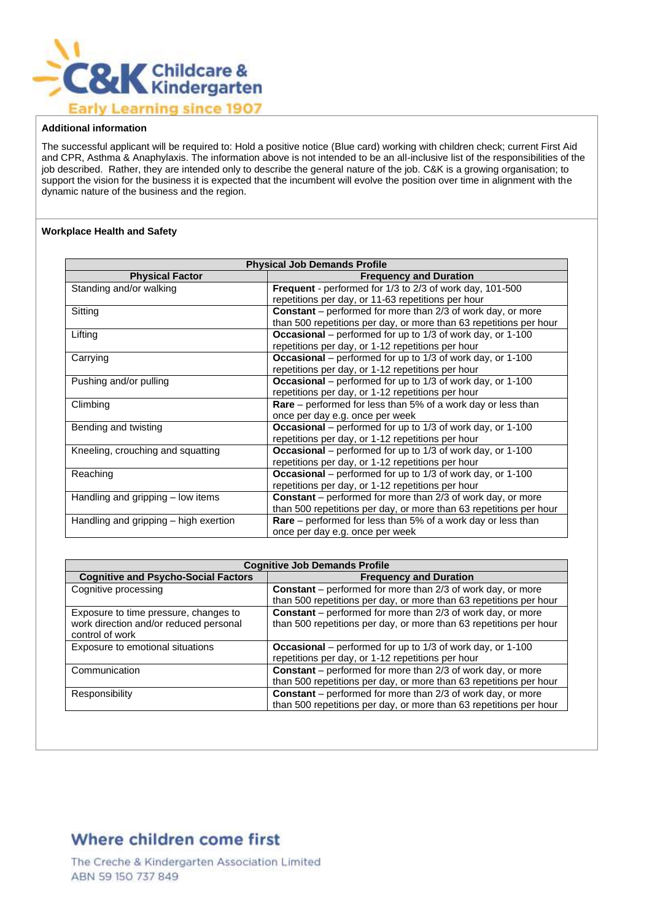**Additional information**

The successful applicant will be required to: Hold a positive notice (Blue card) working with children check; current First Aid and CPR, Asthma & Anaphylaxis. The information above is not intended to be an all-inclusive list of the responsibilities of the job described. Rather, they are intended only to describe the general nature of the job. C&K is a growing organisation; to support the vision for the business it is expected that the incumbent will evolve the position over time in alignment with the dynamic nature of the business and the region.

**Workplace Health and Safety**

| Physical Job Demands Profile | |
|---|---|
| **Physical Factor** | **Frequency and Duration** |
| Standing and/or walking | **Frequent** - performed for 1/3 to 2/3 of work day, 101-500 repetitions per day, or 11-63 repetitions per hour |
| Sitting | **Constant** – performed for more than 2/3 of work day, or more than 500 repetitions per day, or more than 63 repetitions per hour |
| Lifting | **Occasional** – performed for up to 1/3 of work day, or 1-100 repetitions per day, or 1-12 repetitions per hour |
| Carrying | **Occasional** – performed for up to 1/3 of work day, or 1-100 repetitions per day, or 1-12 repetitions per hour |
| Pushing and/or pulling | **Occasional** – performed for up to 1/3 of work day, or 1-100 repetitions per day, or 1-12 repetitions per hour |
| Climbing | **Rare** – performed for less than 5% of a work day or less than once per day e.g. once per week |
| Bending and twisting | **Occasional** – performed for up to 1/3 of work day, or 1-100 repetitions per day, or 1-12 repetitions per hour |
| Kneeling, crouching and squatting | **Occasional** – performed for up to 1/3 of work day, or 1-100 repetitions per day, or 1-12 repetitions per hour |
| Reaching | **Occasional** – performed for up to 1/3 of work day, or 1-100 repetitions per day, or 1-12 repetitions per hour |
| Handling and gripping – low items | **Constant** – performed for more than 2/3 of work day, or more than 500 repetitions per day, or more than 63 repetitions per hour |
| Handling and gripping – high exertion | **Rare** – performed for less than 5% of a work day or less than once per day e.g. once per week |

| Cognitive Job Demands Profile | |
|---|---|
| **Cognitive and Psycho-Social Factors** | **Frequency and Duration** |
| Cognitive processing | **Constant** – performed for more than 2/3 of work day, or more than 500 repetitions per day, or more than 63 repetitions per hour |
| Exposure to time pressure, changes to work direction and/or reduced personal control of work | **Constant** – performed for more than 2/3 of work day, or more than 500 repetitions per day, or more than 63 repetitions per hour |
| Exposure to emotional situations | **Occasional** – performed for up to 1/3 of work day, or 1-100 repetitions per day, or 1-12 repetitions per hour |
| Communication | **Constant** – performed for more than 2/3 of work day, or more than 500 repetitions per day, or more than 63 repetitions per hour |
| Responsibility | **Constant** – performed for more than 2/3 of work day, or more than 500 repetitions per day, or more than 63 repetitions per hour |

**Where children come first**

The Creche & Kindergarten Association Limited
ABN 59 150 737 849